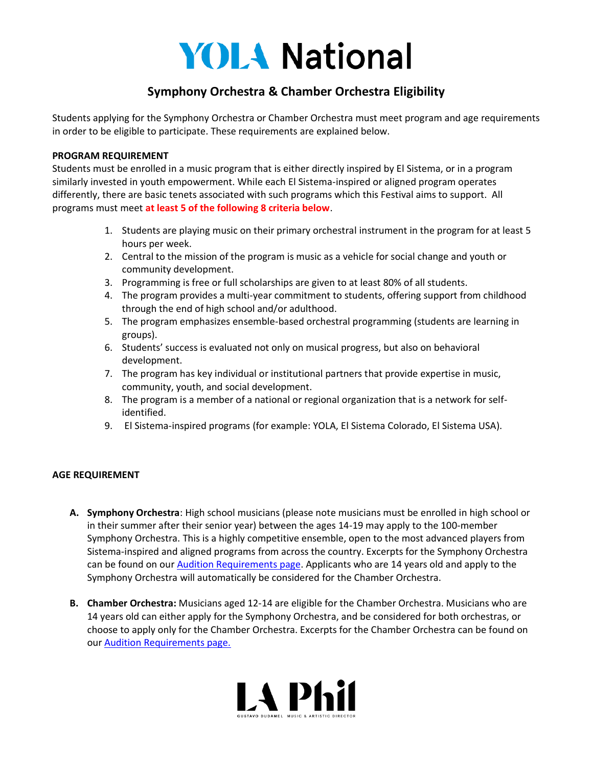# YOLA National

## Symphony Orchestra & Chamber Orchestra Eligibility

Students applying for the Symphony Orchestra or Chamber Orchestra must meet program and age requirements in order to be eligible to participate. These requirements are explained below.

**PROGRAM REQUIREMENT**

Students must be enrolled in a music program that is either directly inspired by El Sistema, or in a program similarly invested in youth empowerment. While each El Sistema-inspired or aligned program operates differently, there are basic tenets associated with such programs which this Festival aims to support. All programs must meet **at least 5 of the following 8 criteria below**.

1. Students are playing music on their primary orchestral instrument in the program for at least 5 hours per week.
2. Central to the mission of the program is music as a vehicle for social change and youth or community development.
3. Programming is free or full scholarships are given to at least 80% of all students.
4. The program provides a multi-year commitment to students, offering support from childhood through the end of high school and/or adulthood.
5. The program emphasizes ensemble-based orchestral programming (students are learning in groups).
6. Students' success is evaluated not only on musical progress, but also on behavioral development.
7. The program has key individual or institutional partners that provide expertise in music, community, youth, and social development.
8. The program is a member of a national or regional organization that is a network for self-identified.
9. El Sistema-inspired programs (for example: YOLA, El Sistema Colorado, El Sistema USA).

**AGE REQUIREMENT**

A. **Symphony Orchestra**: High school musicians (please note musicians must be enrolled in high school or in their summer after their senior year) between the ages 14-19 may apply to the 100-member Symphony Orchestra. This is a highly competitive ensemble, open to the most advanced players from Sistema-inspired and aligned programs from across the country. Excerpts for the Symphony Orchestra can be found on our Audition Requirements page. Applicants who are 14 years old and apply to the Symphony Orchestra will automatically be considered for the Chamber Orchestra.

B. **Chamber Orchestra:** Musicians aged 12-14 are eligible for the Chamber Orchestra. Musicians who are 14 years old can either apply for the Symphony Orchestra, and be considered for both orchestras, or choose to apply only for the Chamber Orchestra. Excerpts for the Chamber Orchestra can be found on our Audition Requirements page.

LA Phil

GUSTAVO DUDAMEL MUSIC & ARTISTIC DIRECTOR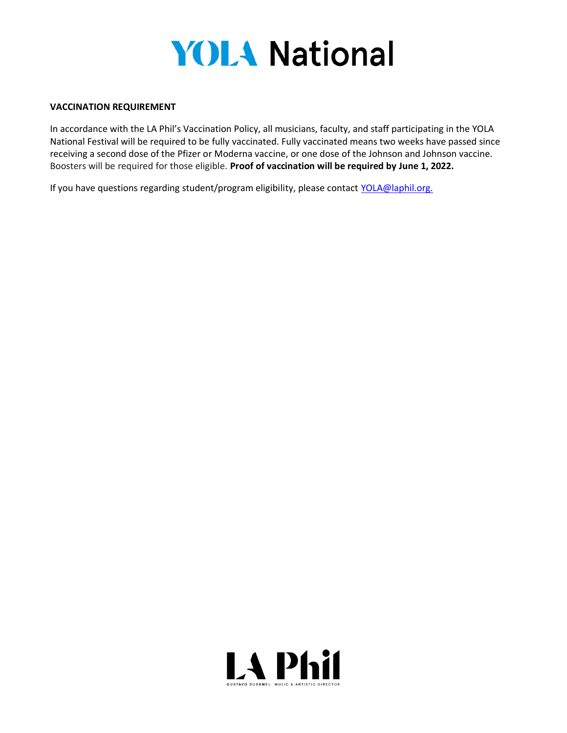# YOLA National

**VACCINATION REQUIREMENT**

In accordance with the LA Phil's Vaccination Policy, all musicians, faculty, and staff participating in the YOLA National Festival will be required to be fully vaccinated. Fully vaccinated means two weeks have passed since receiving a second dose of the Pfizer or Moderna vaccine, or one dose of the Johnson and Johnson vaccine. Boosters will be required for those eligible. **Proof of vaccination will be required by June 1, 2022.**

If you have questions regarding student/program eligibility, please contact YOLA@laphil.org.

LA Phil
GUSTAVO DUDAMEL MUSIC & ARTISTIC DIRECTOR